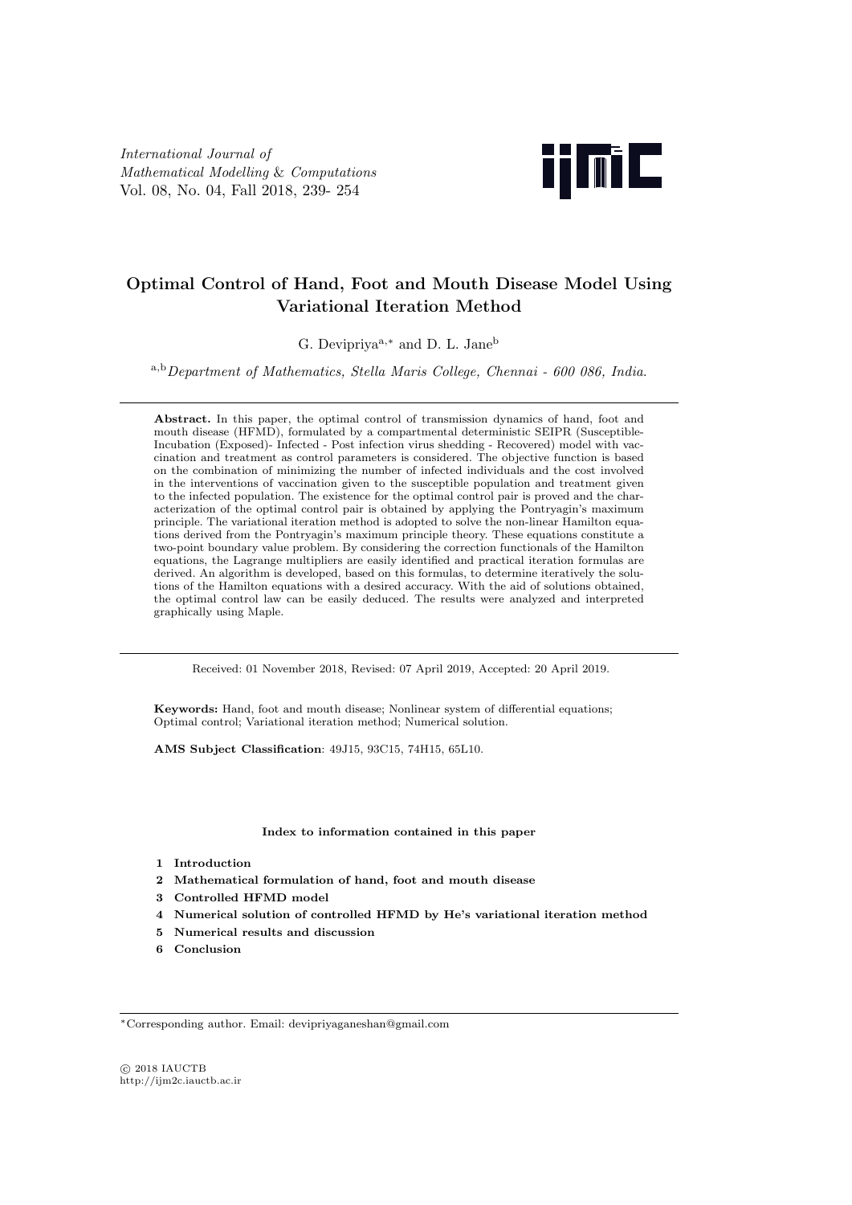# Optimal Control of Hand, Foot and Mouth Disease Model Using Variational Iteration Method

G. Devipriya[a,*] and D. L. Jane[b]

[a,b] *Department of Mathematics, Stella Maris College, Chennai - 600 086, India.*

---

**Abstract.** In this paper, the optimal control of transmission dynamics of hand, foot and mouth disease (HFMD), formulated by a compartmental deterministic SEIPR (Susceptible-Incubation (Exposed)- Infected - Post infection virus shedding - Recovered) model with vaccination and treatment as control parameters is considered. The objective function is based on the combination of minimizing the number of infected individuals and the cost involved in the interventions of vaccination given to the susceptible population and treatment given to the infected population. The existence for the optimal control pair is proved and the characterization of the optimal control pair is obtained by applying the Pontryagin's maximum principle. The variational iteration method is adopted to solve the non-linear Hamilton equations derived from the Pontryagin's maximum principle theory. These equations constitute a two-point boundary value problem. By considering the correction functionals of the Hamilton equations, the Lagrange multipliers are easily identified and practical iteration formulas are derived. An algorithm is developed, based on this formulas, to determine iteratively the solutions of the Hamilton equations with a desired accuracy. With the aid of solutions obtained, the optimal control law can be easily deduced. The results were analyzed and interpreted graphically using Maple.

---

Received: 01 November 2018, Revised: 07 April 2019, Accepted: 20 April 2019.

**Keywords:** Hand, foot and mouth disease; Nonlinear system of differential equations; Optimal control; Variational iteration method; Numerical solution.

**AMS Subject Classification**: 49J15, 93C15, 74H15, 65L10.

**Index to information contained in this paper**

1. **Introduction**
2. **Mathematical formulation of hand, foot and mouth disease**
3. **Controlled HFMD model**
4. **Numerical solution of controlled HFMD by He's variational iteration method**
5. **Numerical results and discussion**
6. **Conclusion**

---

*Corresponding author. Email: devipriyaganeshan@gmail.com

© 2018 IAUCTB
http://ijm2c.iauctb.ac.ir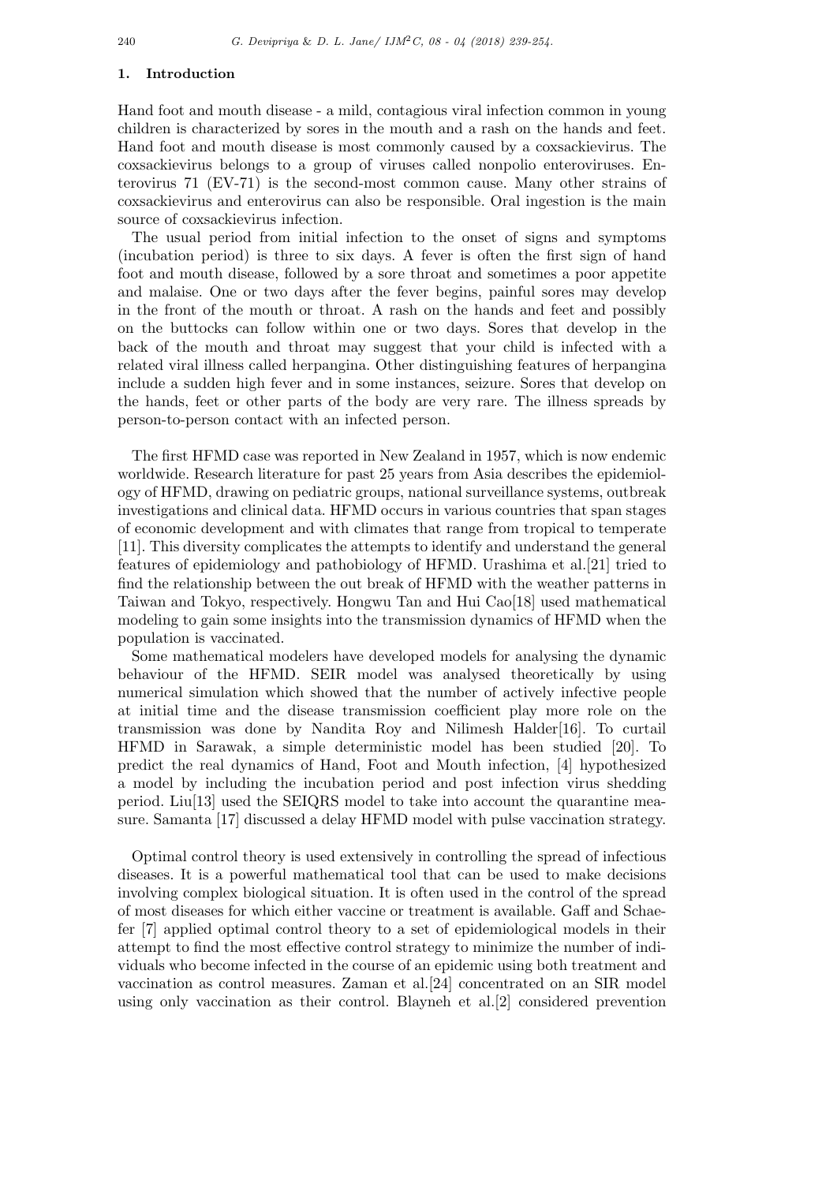## 1. Introduction

Hand foot and mouth disease - a mild, contagious viral infection common in young children is characterized by sores in the mouth and a rash on the hands and feet. Hand foot and mouth disease is most commonly caused by a coxsackievirus. The coxsackievirus belongs to a group of viruses called nonpolio enteroviruses. Enterovirus 71 (EV-71) is the second-most common cause. Many other strains of coxsackievirus and enterovirus can also be responsible. Oral ingestion is the main source of coxsackievirus infection.

The usual period from initial infection to the onset of signs and symptoms (incubation period) is three to six days. A fever is often the first sign of hand foot and mouth disease, followed by a sore throat and sometimes a poor appetite and malaise. One or two days after the fever begins, painful sores may develop in the front of the mouth or throat. A rash on the hands and feet and possibly on the buttocks can follow within one or two days. Sores that develop in the back of the mouth and throat may suggest that your child is infected with a related viral illness called herpangina. Other distinguishing features of herpangina include a sudden high fever and in some instances, seizure. Sores that develop on the hands, feet or other parts of the body are very rare. The illness spreads by person-to-person contact with an infected person.

The first HFMD case was reported in New Zealand in 1957, which is now endemic worldwide. Research literature for past 25 years from Asia describes the epidemiology of HFMD, drawing on pediatric groups, national surveillance systems, outbreak investigations and clinical data. HFMD occurs in various countries that span stages of economic development and with climates that range from tropical to temperate [11]. This diversity complicates the attempts to identify and understand the general features of epidemiology and pathobiology of HFMD. Urashima et al.[21] tried to find the relationship between the out break of HFMD with the weather patterns in Taiwan and Tokyo, respectively. Hongwu Tan and Hui Cao[18] used mathematical modeling to gain some insights into the transmission dynamics of HFMD when the population is vaccinated.

Some mathematical modelers have developed models for analysing the dynamic behaviour of the HFMD. SEIR model was analysed theoretically by using numerical simulation which showed that the number of actively infective people at initial time and the disease transmission coefficient play more role on the transmission was done by Nandita Roy and Nilimesh Halder[16]. To curtail HFMD in Sarawak, a simple deterministic model has been studied [20]. To predict the real dynamics of Hand, Foot and Mouth infection, [4] hypothesized a model by including the incubation period and post infection virus shedding period. Liu[13] used the SEIQRS model to take into account the quarantine measure. Samanta [17] discussed a delay HFMD model with pulse vaccination strategy.

Optimal control theory is used extensively in controlling the spread of infectious diseases. It is a powerful mathematical tool that can be used to make decisions involving complex biological situation. It is often used in the control of the spread of most diseases for which either vaccine or treatment is available. Gaff and Schaefer [7] applied optimal control theory to a set of epidemiological models in their attempt to find the most effective control strategy to minimize the number of individuals who become infected in the course of an epidemic using both treatment and vaccination as control measures. Zaman et al.[24] concentrated on an SIR model using only vaccination as their control. Blayneh et al.[2] considered prevention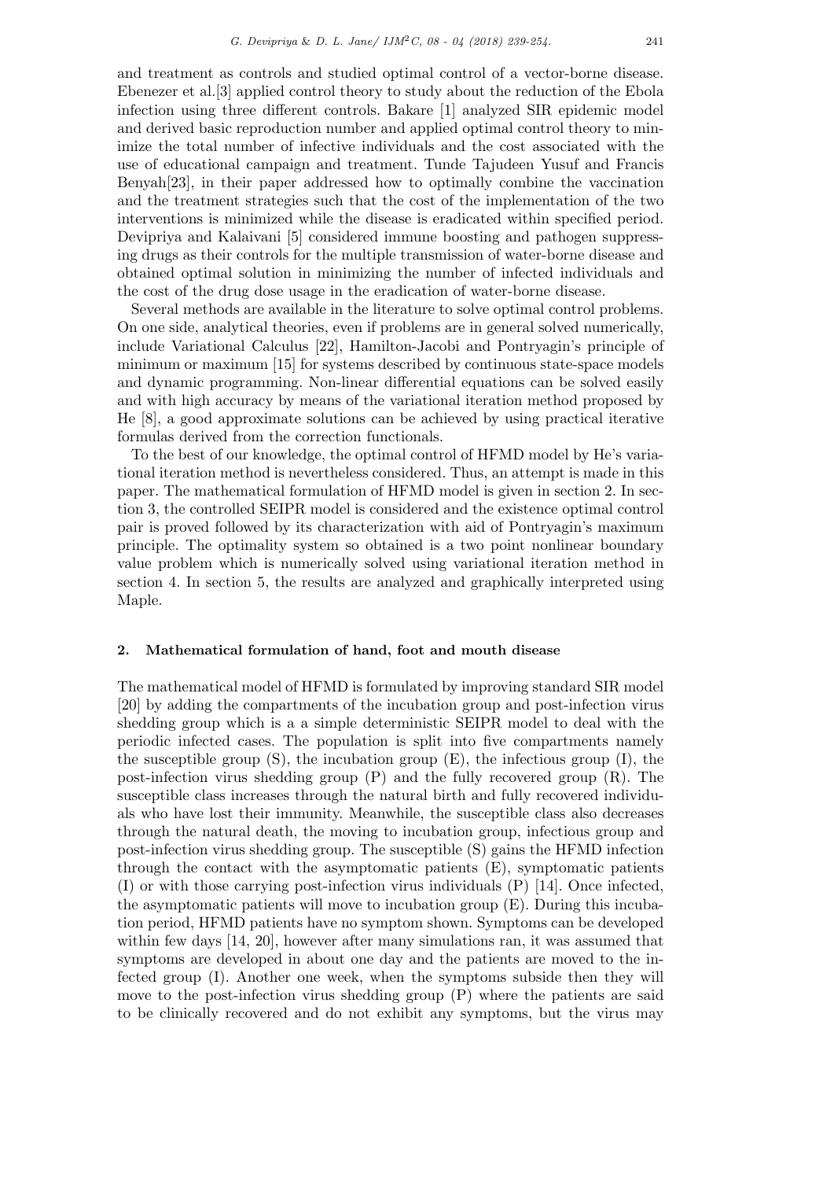and treatment as controls and studied optimal control of a vector-borne disease. Ebenezer et al.[3] applied control theory to study about the reduction of the Ebola infection using three different controls. Bakare [1] analyzed SIR epidemic model and derived basic reproduction number and applied optimal control theory to minimize the total number of infective individuals and the cost associated with the use of educational campaign and treatment. Tunde Tajudeen Yusuf and Francis Benyah[23], in their paper addressed how to optimally combine the vaccination and the treatment strategies such that the cost of the implementation of the two interventions is minimized while the disease is eradicated within specified period. Devipriya and Kalaivani [5] considered immune boosting and pathogen suppressing drugs as their controls for the multiple transmission of water-borne disease and obtained optimal solution in minimizing the number of infected individuals and the cost of the drug dose usage in the eradication of water-borne disease.

Several methods are available in the literature to solve optimal control problems. On one side, analytical theories, even if problems are in general solved numerically, include Variational Calculus [22], Hamilton-Jacobi and Pontryagin's principle of minimum or maximum [15] for systems described by continuous state-space models and dynamic programming. Non-linear differential equations can be solved easily and with high accuracy by means of the variational iteration method proposed by He [8], a good approximate solutions can be achieved by using practical iterative formulas derived from the correction functionals.

To the best of our knowledge, the optimal control of HFMD model by He's variational iteration method is nevertheless considered. Thus, an attempt is made in this paper. The mathematical formulation of HFMD model is given in section 2. In section 3, the controlled SEIPR model is considered and the existence optimal control pair is proved followed by its characterization with aid of Pontryagin's maximum principle. The optimality system so obtained is a two point nonlinear boundary value problem which is numerically solved using variational iteration method in section 4. In section 5, the results are analyzed and graphically interpreted using Maple.

## 2. Mathematical formulation of hand, foot and mouth disease

The mathematical model of HFMD is formulated by improving standard SIR model [20] by adding the compartments of the incubation group and post-infection virus shedding group which is a a simple deterministic SEIPR model to deal with the periodic infected cases. The population is split into five compartments namely the susceptible group (S), the incubation group (E), the infectious group (I), the post-infection virus shedding group (P) and the fully recovered group (R). The susceptible class increases through the natural birth and fully recovered individuals who have lost their immunity. Meanwhile, the susceptible class also decreases through the natural death, the moving to incubation group, infectious group and post-infection virus shedding group. The susceptible (S) gains the HFMD infection through the contact with the asymptomatic patients (E), symptomatic patients (I) or with those carrying post-infection virus individuals (P) [14]. Once infected, the asymptomatic patients will move to incubation group (E). During this incubation period, HFMD patients have no symptom shown. Symptoms can be developed within few days [14, 20], however after many simulations ran, it was assumed that symptoms are developed in about one day and the patients are moved to the infected group (I). Another one week, when the symptoms subside then they will move to the post-infection virus shedding group (P) where the patients are said to be clinically recovered and do not exhibit any symptoms, but the virus may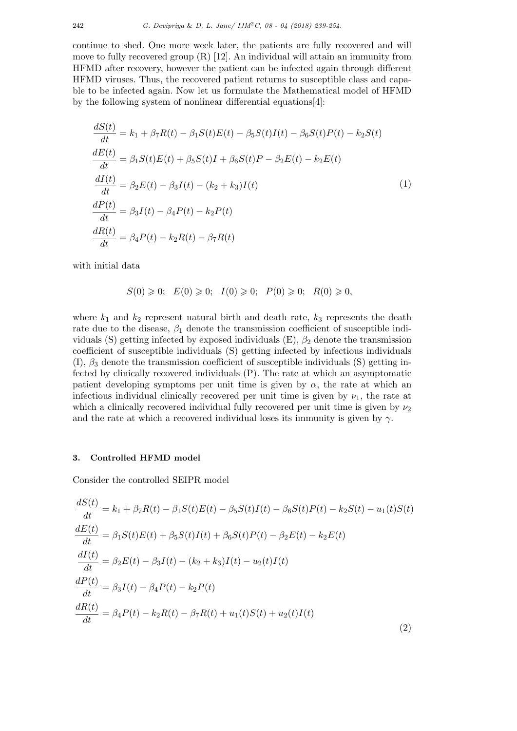continue to shed. One more week later, the patients are fully recovered and will move to fully recovered group (R) [12]. An individual will attain an immunity from HFMD after recovery, however the patient can be infected again through different HFMD viruses. Thus, the recovered patient returns to susceptible class and capable to be infected again. Now let us formulate the Mathematical model of HFMD by the following system of nonlinear differential equations[4]:

$$
\begin{aligned}
\frac{dS(t)}{dt} &= k_1 + \beta_7 R(t) - \beta_1 S(t)E(t) - \beta_5 S(t)I(t) - \beta_6 S(t)P(t) - k_2 S(t) \\
\frac{dE(t)}{dt} &= \beta_1 S(t)E(t) + \beta_5 S(t)I + \beta_6 S(t)P - \beta_2 E(t) - k_2 E(t) \\
\frac{dI(t)}{dt} &= \beta_2 E(t) - \beta_3 I(t) - (k_2 + k_3)I(t) \\
\frac{dP(t)}{dt} &= \beta_3 I(t) - \beta_4 P(t) - k_2 P(t) \\
\frac{dR(t)}{dt} &= \beta_4 P(t) - k_2 R(t) - \beta_7 R(t)
\end{aligned}
\tag{1}
$$

with initial data

$$S(0) \geqslant 0; \quad E(0) \geqslant 0; \quad I(0) \geqslant 0; \quad P(0) \geqslant 0; \quad R(0) \geqslant 0,$$

where $k_1$ and $k_2$ represent natural birth and death rate, $k_3$ represents the death rate due to the disease, $\beta_1$ denote the transmission coefficient of susceptible individuals (S) getting infected by exposed individuals (E), $\beta_2$ denote the transmission coefficient of susceptible individuals (S) getting infected by infectious individuals (I), $\beta_3$ denote the transmission coefficient of susceptible individuals (S) getting infected by clinically recovered individuals (P). The rate at which an asymptomatic patient developing symptoms per unit time is given by $\alpha$, the rate at which an infectious individual clinically recovered per unit time is given by $\nu_1$, the rate at which a clinically recovered individual fully recovered per unit time is given by $\nu_2$ and the rate at which a recovered individual loses its immunity is given by $\gamma$.

### 3. Controlled HFMD model

Consider the controlled SEIPR model

$$
\begin{aligned}
\frac{dS(t)}{dt} &= k_1 + \beta_7 R(t) - \beta_1 S(t)E(t) - \beta_5 S(t)I(t) - \beta_6 S(t)P(t) - k_2 S(t) - u_1(t)S(t) \\
\frac{dE(t)}{dt} &= \beta_1 S(t)E(t) + \beta_5 S(t)I(t) + \beta_6 S(t)P(t) - \beta_2 E(t) - k_2 E(t) \\
\frac{dI(t)}{dt} &= \beta_2 E(t) - \beta_3 I(t) - (k_2 + k_3)I(t) - u_2(t)I(t) \\
\frac{dP(t)}{dt} &= \beta_3 I(t) - \beta_4 P(t) - k_2 P(t) \\
\frac{dR(t)}{dt} &= \beta_4 P(t) - k_2 R(t) - \beta_7 R(t) + u_1(t)S(t) + u_2(t)I(t)
\end{aligned}
\tag{2}
$$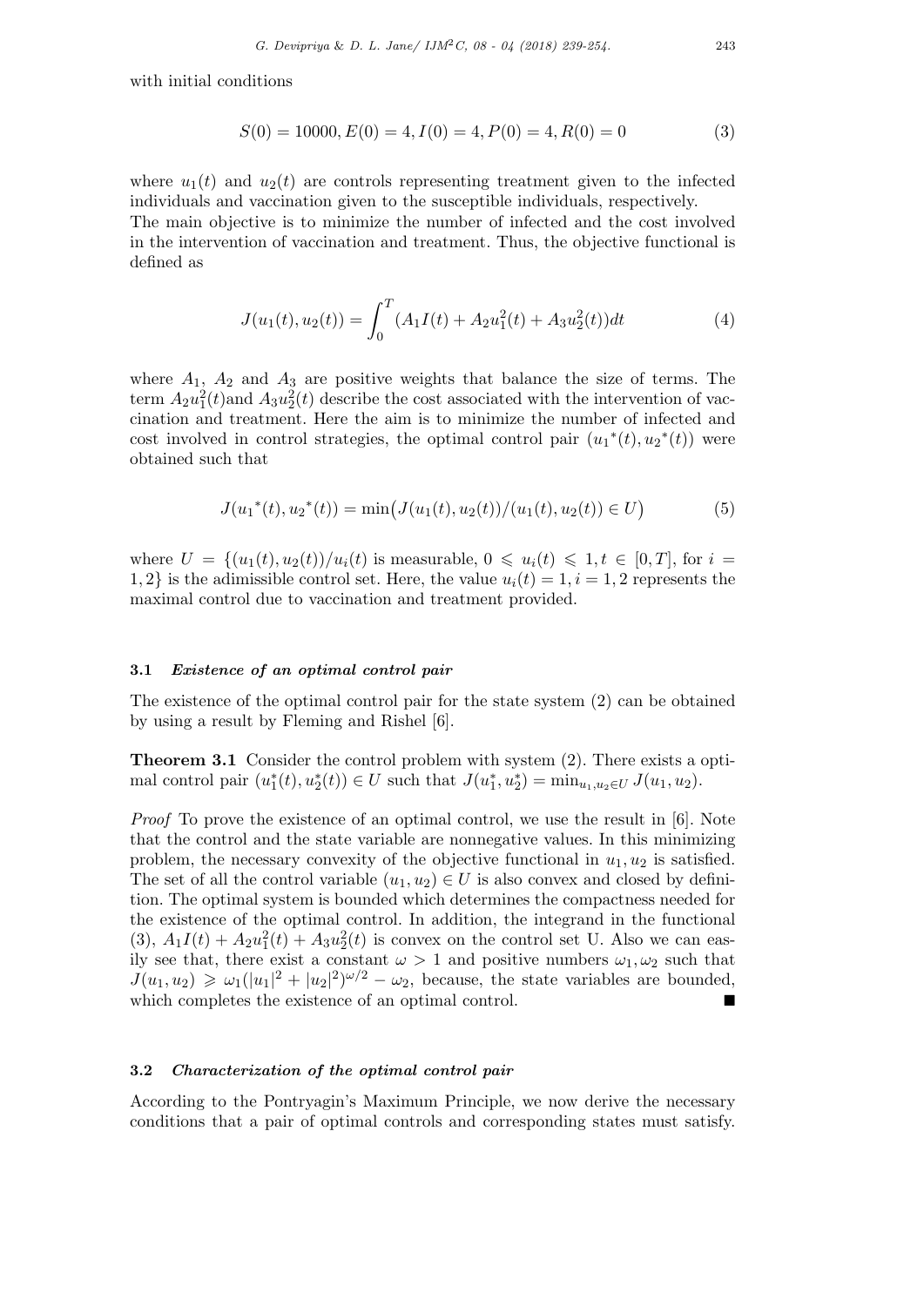with initial conditions

$$S(0) = 10000, E(0) = 4, I(0) = 4, P(0) = 4, R(0) = 0 \tag{3}$$

where $u_1(t)$ and $u_2(t)$ are controls representing treatment given to the infected individuals and vaccination given to the susceptible individuals, respectively.
The main objective is to minimize the number of infected and the cost involved in the intervention of vaccination and treatment. Thus, the objective functional is defined as

$$J(u_1(t), u_2(t)) = \int_0^T (A_1 I(t) + A_2 u_1^2(t) + A_3 u_2^2(t)) dt \tag{4}$$

where $A_1$, $A_2$ and $A_3$ are positive weights that balance the size of terms. The term $A_2 u_1^2(t)$and $A_3 u_2^2(t)$ describe the cost associated with the intervention of vaccination and treatment. Here the aim is to minimize the number of infected and cost involved in control strategies, the optimal control pair $({u_1}^*(t), {u_2}^*(t))$ were obtained such that

$$J({u_1}^*(t), {u_2}^*(t)) = \min\big(J(u_1(t), u_2(t))/(u_1(t), u_2(t)) \in U\big) \tag{5}$$

where $U = \{(u_1(t), u_2(t))/u_i(t)$ is measurable, $0 \leqslant u_i(t) \leqslant 1, t \in [0, T]$, for $i = 1, 2\}$ is the adimissible control set. Here, the value $u_i(t) = 1, i = 1, 2$ represents the maximal control due to vaccination and treatment provided.

### 3.1 *Existence of an optimal control pair*

The existence of the optimal control pair for the state system (2) can be obtained by using a result by Fleming and Rishel [6].

**Theorem 3.1** Consider the control problem with system (2). There exists a optimal control pair $(u_1^*(t), u_2^*(t)) \in U$ such that $J(u_1^*, u_2^*) = \min_{u_1, u_2 \in U} J(u_1, u_2)$.

*Proof* To prove the existence of an optimal control, we use the result in [6]. Note that the control and the state variable are nonnegative values. In this minimizing problem, the necessary convexity of the objective functional in $u_1, u_2$ is satisfied. The set of all the control variable $(u_1, u_2) \in U$ is also convex and closed by definition. The optimal system is bounded which determines the compactness needed for the existence of the optimal control. In addition, the integrand in the functional (3), $A_1 I(t) + A_2 u_1^2(t) + A_3 u_2^2(t)$ is convex on the control set U. Also we can easily see that, there exist a constant $\omega > 1$ and positive numbers $\omega_1, \omega_2$ such that $J(u_1, u_2) \geqslant \omega_1(|u_1|^2 + |u_2|^2)^{\omega/2} - \omega_2$, because, the state variables are bounded, which completes the existence of an optimal control. ■

### 3.2 *Characterization of the optimal control pair*

According to the Pontryagin's Maximum Principle, we now derive the necessary conditions that a pair of optimal controls and corresponding states must satisfy.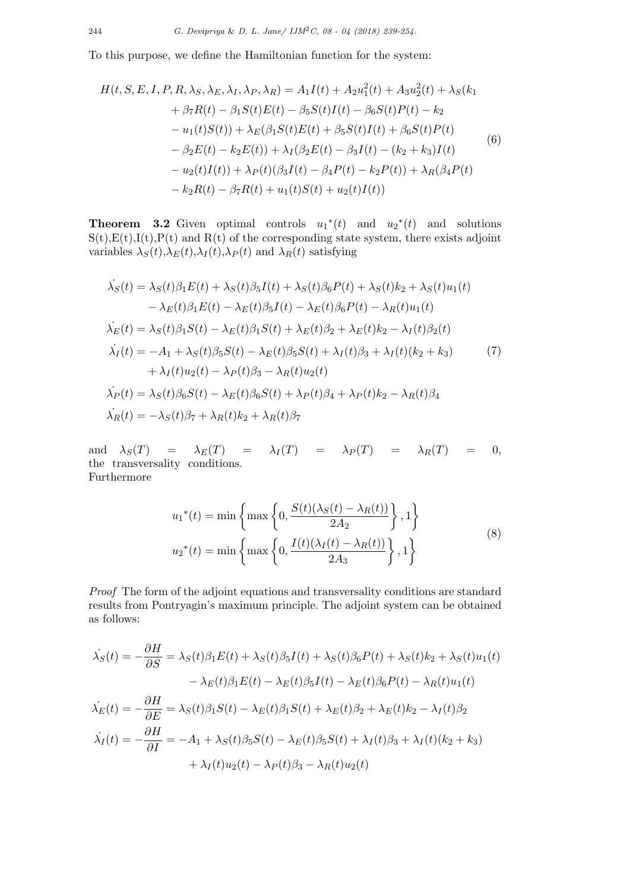To this purpose, we define the Hamiltonian function for the system:

$$
\begin{aligned}
H(t, S, E, I, P, R, \lambda_S, \lambda_E, \lambda_I, \lambda_P, \lambda_R) &= A_1 I(t) + A_2 u_1^2(t) + A_3 u_2^2(t) + \lambda_S(k_1 \\
&+ \beta_7 R(t) - \beta_1 S(t)E(t) - \beta_5 S(t)I(t) - \beta_6 S(t)P(t) - k_2 \\
&- u_1(t)S(t)) + \lambda_E(\beta_1 S(t)E(t) + \beta_5 S(t)I(t) + \beta_6 S(t)P(t) \\
&- \beta_2 E(t) - k_2 E(t)) + \lambda_I(\beta_2 E(t) - \beta_3 I(t) - (k_2 + k_3)I(t) \\
&- u_2(t)I(t)) + \lambda_P(t)(\beta_3 I(t) - \beta_4 P(t) - k_2 P(t)) + \lambda_R(\beta_4 P(t) \\
&- k_2 R(t) - \beta_7 R(t) + u_1(t)S(t) + u_2(t)I(t))
\end{aligned}
\tag{6}
$$

**Theorem 3.2** Given optimal controls ${u_1}^*(t)$ and ${u_2}^*(t)$ and solutions $S(t)$,$E(t)$,$I(t)$,$P(t)$ and $R(t)$ of the corresponding state system, there exists adjoint variables $\lambda_S(t)$,$\lambda_E(t)$,$\lambda_I(t)$,$\lambda_P(t)$ and $\lambda_R(t)$ satisfying

$$
\begin{aligned}
\dot{\lambda_S}(t) &= \lambda_S(t)\beta_1 E(t) + \lambda_S(t)\beta_5 I(t) + \lambda_S(t)\beta_6 P(t) + \lambda_S(t)k_2 + \lambda_S(t)u_1(t) \\
&\quad - \lambda_E(t)\beta_1 E(t) - \lambda_E(t)\beta_5 I(t) - \lambda_E(t)\beta_6 P(t) - \lambda_R(t)u_1(t) \\
\dot{\lambda_E}(t) &= \lambda_S(t)\beta_1 S(t) - \lambda_E(t)\beta_1 S(t) + \lambda_E(t)\beta_2 + \lambda_E(t)k_2 - \lambda_I(t)\beta_2(t) \\
\dot{\lambda_I}(t) &= -A_1 + \lambda_S(t)\beta_5 S(t) - \lambda_E(t)\beta_5 S(t) + \lambda_I(t)\beta_3 + \lambda_I(t)(k_2 + k_3) \\
&\quad + \lambda_I(t)u_2(t) - \lambda_P(t)\beta_3 - \lambda_R(t)u_2(t) \\
\dot{\lambda_P}(t) &= \lambda_S(t)\beta_6 S(t) - \lambda_E(t)\beta_6 S(t) + \lambda_P(t)\beta_4 + \lambda_P(t)k_2 - \lambda_R(t)\beta_4 \\
\dot{\lambda_R}(t) &= -\lambda_S(t)\beta_7 + \lambda_R(t)k_2 + \lambda_R(t)\beta_7
\end{aligned}
\tag{7}
$$

and $\lambda_S(T) = \lambda_E(T) = \lambda_I(T) = \lambda_P(T) = \lambda_R(T) = 0$, the transversality conditions.
Furthermore

$$
\begin{aligned}
{u_1}^*(t) &= \min\left\{\max\left\{0, \frac{S(t)(\lambda_S(t) - \lambda_R(t))}{2A_2}\right\}, 1\right\} \\
{u_2}^*(t) &= \min\left\{\max\left\{0, \frac{I(t)(\lambda_I(t) - \lambda_R(t))}{2A_3}\right\}, 1\right\}
\end{aligned}
\tag{8}
$$

*Proof* The form of the adjoint equations and transversality conditions are standard results from Pontryagin's maximum principle. The adjoint system can be obtained as follows:

$$
\begin{aligned}
\dot{\lambda_S}(t) = -\frac{\partial H}{\partial S} &= \lambda_S(t)\beta_1 E(t) + \lambda_S(t)\beta_5 I(t) + \lambda_S(t)\beta_6 P(t) + \lambda_S(t)k_2 + \lambda_S(t)u_1(t) \\
&\quad - \lambda_E(t)\beta_1 E(t) - \lambda_E(t)\beta_5 I(t) - \lambda_E(t)\beta_6 P(t) - \lambda_R(t)u_1(t) \\
\dot{\lambda_E}(t) = -\frac{\partial H}{\partial E} &= \lambda_S(t)\beta_1 S(t) - \lambda_E(t)\beta_1 S(t) + \lambda_E(t)\beta_2 + \lambda_E(t)k_2 - \lambda_I(t)\beta_2 \\
\dot{\lambda_I}(t) = -\frac{\partial H}{\partial I} &= -A_1 + \lambda_S(t)\beta_5 S(t) - \lambda_E(t)\beta_5 S(t) + \lambda_I(t)\beta_3 + \lambda_I(t)(k_2 + k_3) \\
&\quad + \lambda_I(t)u_2(t) - \lambda_P(t)\beta_3 - \lambda_R(t)u_2(t)
\end{aligned}
$$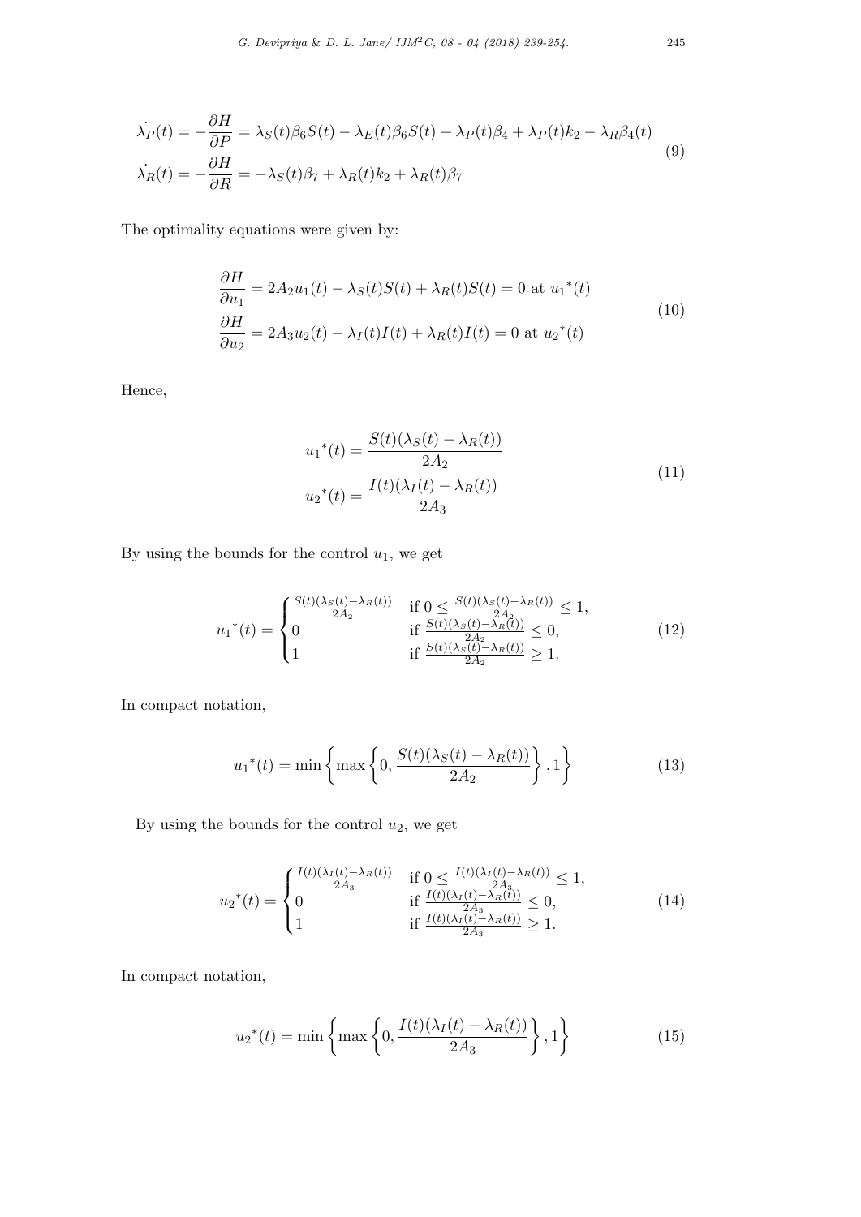$$\dot{\lambda_P}(t) = -\frac{\partial H}{\partial P} = \lambda_S(t)\beta_6 S(t) - \lambda_E(t)\beta_6 S(t) + \lambda_P(t)\beta_4 + \lambda_P(t)k_2 - \lambda_R\beta_4(t)$$
$$\dot{\lambda_R}(t) = -\frac{\partial H}{\partial R} = -\lambda_S(t)\beta_7 + \lambda_R(t)k_2 + \lambda_R(t)\beta_7 \tag{9}$$

The optimality equations were given by:

$$\frac{\partial H}{\partial u_1} = 2A_2 u_1(t) - \lambda_S(t)S(t) + \lambda_R(t)S(t) = 0 \text{ at } {u_1}^*(t)$$
$$\frac{\partial H}{\partial u_2} = 2A_3 u_2(t) - \lambda_I(t)I(t) + \lambda_R(t)I(t) = 0 \text{ at } {u_2}^*(t) \tag{10}$$

Hence,

$${u_1}^*(t) = \frac{S(t)(\lambda_S(t) - \lambda_R(t))}{2A_2}$$
$${u_2}^*(t) = \frac{I(t)(\lambda_I(t) - \lambda_R(t))}{2A_3} \tag{11}$$

By using the bounds for the control $u_1$, we get

$${u_1}^*(t) = \begin{cases} \frac{S(t)(\lambda_S(t) - \lambda_R(t))}{2A_2} & \text{if } 0 \leq \frac{S(t)(\lambda_S(t) - \lambda_R(t))}{2A_2} \leq 1, \\ 0 & \text{if } \frac{S(t)(\lambda_S(t) - \lambda_R(t))}{2A_2} \leq 0, \\ 1 & \text{if } \frac{S(t)(\lambda_S(t) - \lambda_R(t))}{2A_2} \geq 1. \end{cases} \tag{12}$$

In compact notation,

$${u_1}^*(t) = \min\left\{\max\left\{0, \frac{S(t)(\lambda_S(t) - \lambda_R(t))}{2A_2}\right\}, 1\right\} \tag{13}$$

By using the bounds for the control $u_2$, we get

$${u_2}^*(t) = \begin{cases} \frac{I(t)(\lambda_I(t) - \lambda_R(t))}{2A_3} & \text{if } 0 \leq \frac{I(t)(\lambda_I(t) - \lambda_R(t))}{2A_3} \leq 1, \\ 0 & \text{if } \frac{I(t)(\lambda_I(t) - \lambda_R(t))}{2A_3} \leq 0, \\ 1 & \text{if } \frac{I(t)(\lambda_I(t) - \lambda_R(t))}{2A_3} \geq 1. \end{cases} \tag{14}$$

In compact notation,

$${u_2}^*(t) = \min\left\{\max\left\{0, \frac{I(t)(\lambda_I(t) - \lambda_R(t))}{2A_3}\right\}, 1\right\} \tag{15}$$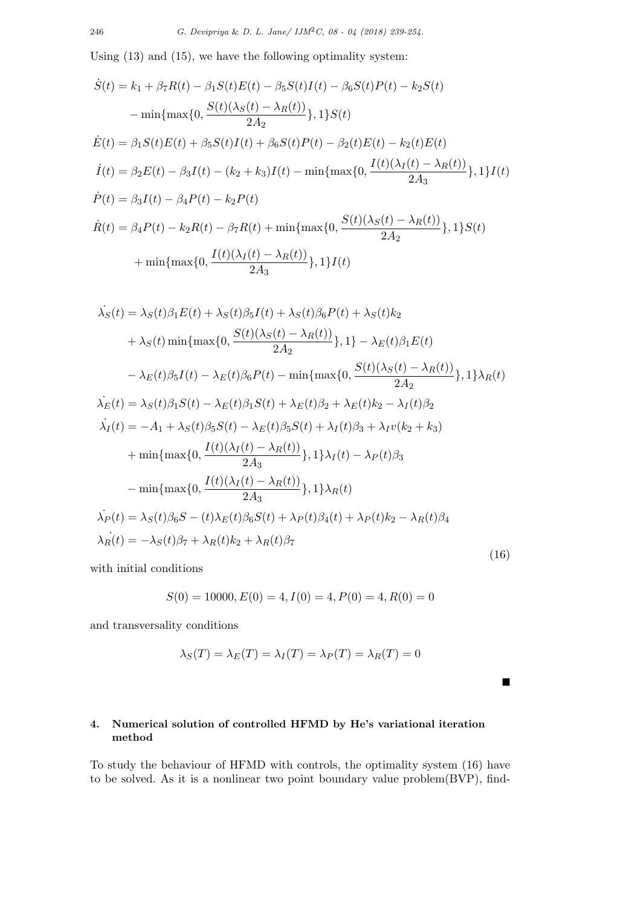Using (13) and (15), we have the following optimality system:

$$
\begin{aligned}
\dot{S}(t) &= k_1 + \beta_7 R(t) - \beta_1 S(t)E(t) - \beta_5 S(t)I(t) - \beta_6 S(t)P(t) - k_2 S(t) \\
&\quad - \min\{\max\{0, \frac{S(t)(\lambda_S(t) - \lambda_R(t))}{2A_2}\}, 1\}S(t) \\
\dot{E}(t) &= \beta_1 S(t)E(t) + \beta_5 S(t)I(t) + \beta_6 S(t)P(t) - \beta_2(t)E(t) - k_2(t)E(t) \\
\dot{I}(t) &= \beta_2 E(t) - \beta_3 I(t) - (k_2 + k_3)I(t) - \min\{\max\{0, \frac{I(t)(\lambda_I(t) - \lambda_R(t))}{2A_3}\}, 1\}I(t) \\
\dot{P}(t) &= \beta_3 I(t) - \beta_4 P(t) - k_2 P(t) \\
\dot{R}(t) &= \beta_4 P(t) - k_2 R(t) - \beta_7 R(t) + \min\{\max\{0, \frac{S(t)(\lambda_S(t) - \lambda_R(t))}{2A_2}\}, 1\}S(t) \\
&\quad + \min\{\max\{0, \frac{I(t)(\lambda_I(t) - \lambda_R(t))}{2A_3}\}, 1\}I(t)
\end{aligned}
$$

$$
\begin{aligned}
\dot{\lambda_S}(t) &= \lambda_S(t)\beta_1 E(t) + \lambda_S(t)\beta_5 I(t) + \lambda_S(t)\beta_6 P(t) + \lambda_S(t)k_2 \\
&\quad + \lambda_S(t)\min\{\max\{0, \frac{S(t)(\lambda_S(t) - \lambda_R(t))}{2A_2}\}, 1\} - \lambda_E(t)\beta_1 E(t) \\
&\quad - \lambda_E(t)\beta_5 I(t) - \lambda_E(t)\beta_6 P(t) - \min\{\max\{0, \frac{S(t)(\lambda_S(t) - \lambda_R(t))}{2A_2}\}, 1\}\lambda_R(t) \\
\dot{\lambda_E}(t) &= \lambda_S(t)\beta_1 S(t) - \lambda_E(t)\beta_1 S(t) + \lambda_E(t)\beta_2 + \lambda_E(t)k_2 - \lambda_I(t)\beta_2 \\
\dot{\lambda_I}(t) &= -A_1 + \lambda_S(t)\beta_5 S(t) - \lambda_E(t)\beta_5 S(t) + \lambda_I(t)\beta_3 + \lambda_I v(k_2 + k_3) \\
&\quad + \min\{\max\{0, \frac{I(t)(\lambda_I(t) - \lambda_R(t))}{2A_3}\}, 1\}\lambda_I(t) - \lambda_P(t)\beta_3 \\
&\quad - \min\{\max\{0, \frac{I(t)(\lambda_I(t) - \lambda_R(t))}{2A_3}\}, 1\}\lambda_R(t) \\
\dot{\lambda_P}(t) &= \lambda_S(t)\beta_6 S - (t)\lambda_E(t)\beta_6 S(t) + \lambda_P(t)\beta_4(t) + \lambda_P(t)k_2 - \lambda_R(t)\beta_4 \\
\dot{\lambda_R}(t) &= -\lambda_S(t)\beta_7 + \lambda_R(t)k_2 + \lambda_R(t)\beta_7
\end{aligned}
\tag{16}
$$

with initial conditions

$$S(0) = 10000, E(0) = 4, I(0) = 4, P(0) = 4, R(0) = 0$$

and transversality conditions

$$\lambda_S(T) = \lambda_E(T) = \lambda_I(T) = \lambda_P(T) = \lambda_R(T) = 0$$

■

## 4. Numerical solution of controlled HFMD by He's variational iteration method

To study the behaviour of HFMD with controls, the optimality system (16) have to be solved. As it is a nonlinear two point boundary value problem(BVP), find-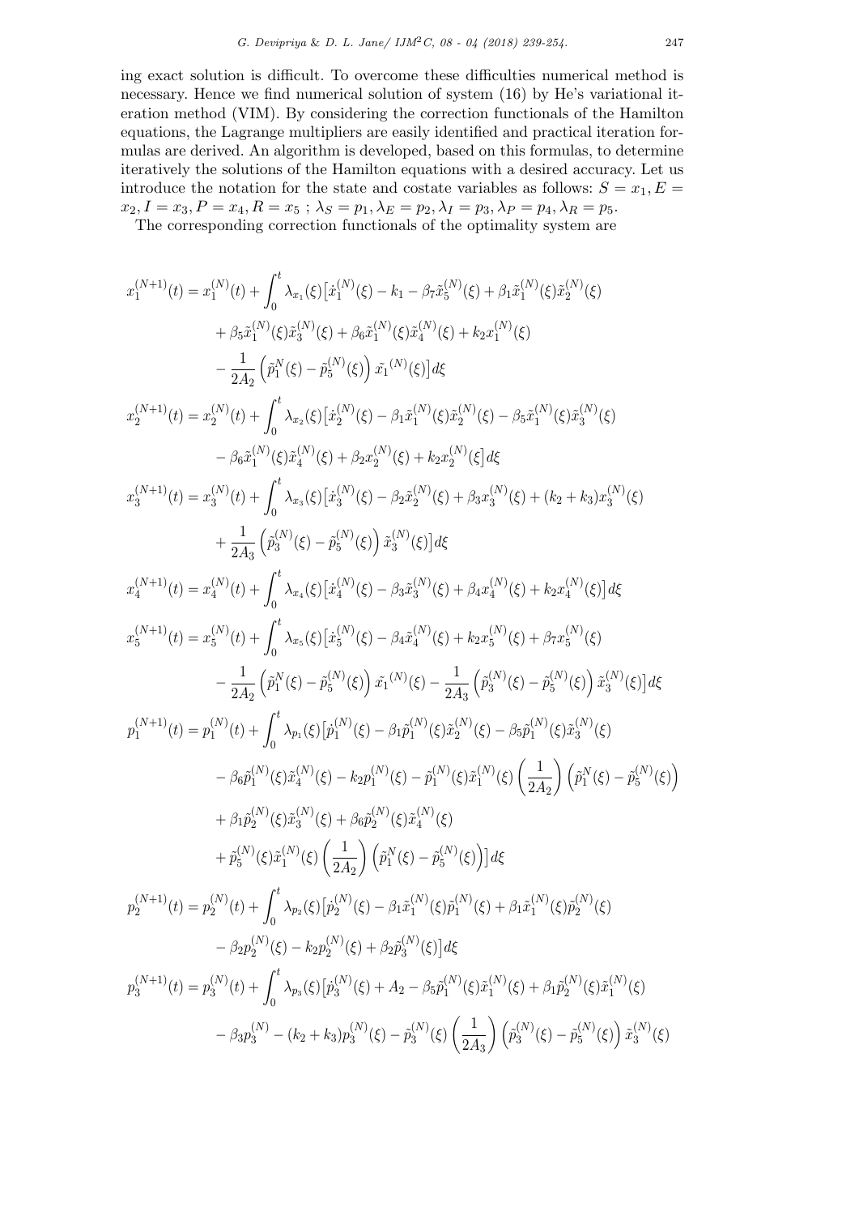ing exact solution is difficult. To overcome these difficulties numerical method is necessary. Hence we find numerical solution of system (16) by He's variational iteration method (VIM). By considering the correction functionals of the Hamilton equations, the Lagrange multipliers are easily identified and practical iteration formulas are derived. An algorithm is developed, based on this formulas, to determine iteratively the solutions of the Hamilton equations with a desired accuracy. Let us introduce the notation for the state and costate variables as follows: $S = x_1, E = x_2, I = x_3, P = x_4, R = x_5$ ; $\lambda_S = p_1, \lambda_E = p_2, \lambda_I = p_3, \lambda_P = p_4, \lambda_R = p_5$.

The corresponding correction functionals of the optimality system are

$$
\begin{aligned}
x_1^{(N+1)}(t) &= x_1^{(N)}(t) + \int_0^t \lambda_{x_1}(\xi)\big[\dot{x}_1^{(N)}(\xi) - k_1 - \beta_7 \tilde{x}_5^{(N)}(\xi) + \beta_1 \tilde{x}_1^{(N)}(\xi)\tilde{x}_2^{(N)}(\xi) \\
&\quad + \beta_5 \tilde{x}_1^{(N)}(\xi)\tilde{x}_3^{(N)}(\xi) + \beta_6 \tilde{x}_1^{(N)}(\xi)\tilde{x}_4^{(N)}(\xi) + k_2 x_1^{(N)}(\xi) \\
&\quad - \frac{1}{2A_2}\left(\tilde{p}_1^{N}(\xi) - \tilde{p}_5^{(N)}(\xi)\right)\tilde{x_1}^{(N)}(\xi)\big]d\xi \\
x_2^{(N+1)}(t) &= x_2^{(N)}(t) + \int_0^t \lambda_{x_2}(\xi)\big[\dot{x}_2^{(N)}(\xi) - \beta_1 \tilde{x}_1^{(N)}(\xi)\tilde{x}_2^{(N)}(\xi) - \beta_5 \tilde{x}_1^{(N)}(\xi)\tilde{x}_3^{(N)}(\xi) \\
&\quad - \beta_6 \tilde{x}_1^{(N)}(\xi)\tilde{x}_4^{(N)}(\xi) + \beta_2 x_2^{(N)}(\xi) + k_2 x_2^{(N)}(\xi\big]d\xi \\
x_3^{(N+1)}(t) &= x_3^{(N)}(t) + \int_0^t \lambda_{x_3}(\xi)\big[\dot{x}_3^{(N)}(\xi) - \beta_2 \tilde{x}_2^{(N)}(\xi) + \beta_3 x_3^{(N)}(\xi) + (k_2 + k_3)x_3^{(N)}(\xi) \\
&\quad + \frac{1}{2A_3}\left(\tilde{p}_3^{(N)}(\xi) - \tilde{p}_5^{(N)}(\xi)\right)\tilde{x}_3^{(N)}(\xi)\big]d\xi \\
x_4^{(N+1)}(t) &= x_4^{(N)}(t) + \int_0^t \lambda_{x_4}(\xi)\big[\dot{x}_4^{(N)}(\xi) - \beta_3 \tilde{x}_3^{(N)}(\xi) + \beta_4 x_4^{(N)}(\xi) + k_2 x_4^{(N)}(\xi)\big]d\xi \\
x_5^{(N+1)}(t) &= x_5^{(N)}(t) + \int_0^t \lambda_{x_5}(\xi)\big[\dot{x}_5^{(N)}(\xi) - \beta_4 \tilde{x}_4^{(N)}(\xi) + k_2 x_5^{(N)}(\xi) + \beta_7 x_5^{(N)}(\xi) \\
&\quad - \frac{1}{2A_2}\left(\tilde{p}_1^{N}(\xi) - \tilde{p}_5^{(N)}(\xi)\right)\tilde{x_1}^{(N)}(\xi) - \frac{1}{2A_3}\left(\tilde{p}_3^{(N)}(\xi) - \tilde{p}_5^{(N)}(\xi)\right)\tilde{x}_3^{(N)}(\xi)\big]d\xi \\
p_1^{(N+1)}(t) &= p_1^{(N)}(t) + \int_0^t \lambda_{p_1}(\xi)\big[\dot{p}_1^{(N)}(\xi) - \beta_1 \tilde{p}_1^{(N)}(\xi)\tilde{x}_2^{(N)}(\xi) - \beta_5 \tilde{p}_1^{(N)}(\xi)\tilde{x}_3^{(N)}(\xi) \\
&\quad - \beta_6 \tilde{p}_1^{(N)}(\xi)\tilde{x}_4^{(N)}(\xi) - k_2 p_1^{(N)}(\xi) - \tilde{p}_1^{(N)}(\xi)\tilde{x}_1^{(N)}(\xi)\left(\frac{1}{2A_2}\right)\left(\tilde{p}_1^{N}(\xi) - \tilde{p}_5^{(N)}(\xi)\right) \\
&\quad + \beta_1 \tilde{p}_2^{(N)}(\xi)\tilde{x}_3^{(N)}(\xi) + \beta_6 \tilde{p}_2^{(N)}(\xi)\tilde{x}_4^{(N)}(\xi) \\
&\quad + \tilde{p}_5^{(N)}(\xi)\tilde{x}_1^{(N)}(\xi)\left(\frac{1}{2A_2}\right)\left(\tilde{p}_1^{N}(\xi) - \tilde{p}_5^{(N)}(\xi)\right)\big]d\xi \\
p_2^{(N+1)}(t) &= p_2^{(N)}(t) + \int_0^t \lambda_{p_2}(\xi)\big[\dot{p}_2^{(N)}(\xi) - \beta_1 \tilde{x}_1^{(N)}(\xi)\tilde{p}_1^{(N)}(\xi) + \beta_1 \tilde{x}_1^{(N)}(\xi)\tilde{p}_2^{(N)}(\xi) \\
&\quad - \beta_2 p_2^{(N)}(\xi) - k_2 p_2^{(N)}(\xi) + \beta_2 \tilde{p}_3^{(N)}(\xi)\big]d\xi \\
p_3^{(N+1)}(t) &= p_3^{(N)}(t) + \int_0^t \lambda_{p_3}(\xi)\big[\dot{p}_3^{(N)}(\xi) + A_2 - \beta_5 \tilde{p}_1^{(N)}(\xi)\tilde{x}_1^{(N)}(\xi) + \beta_1 \tilde{p}_2^{(N)}(\xi)\tilde{x}_1^{(N)}(\xi) \\
&\quad - \beta_3 p_3^{(N)} - (k_2 + k_3)p_3^{(N)}(\xi) - \tilde{p}_3^{(N)}(\xi)\left(\frac{1}{2A_3}\right)\left(\tilde{p}_3^{(N)}(\xi) - \tilde{p}_5^{(N)}(\xi)\right)\tilde{x}_3^{(N)}(\xi)
\end{aligned}
$$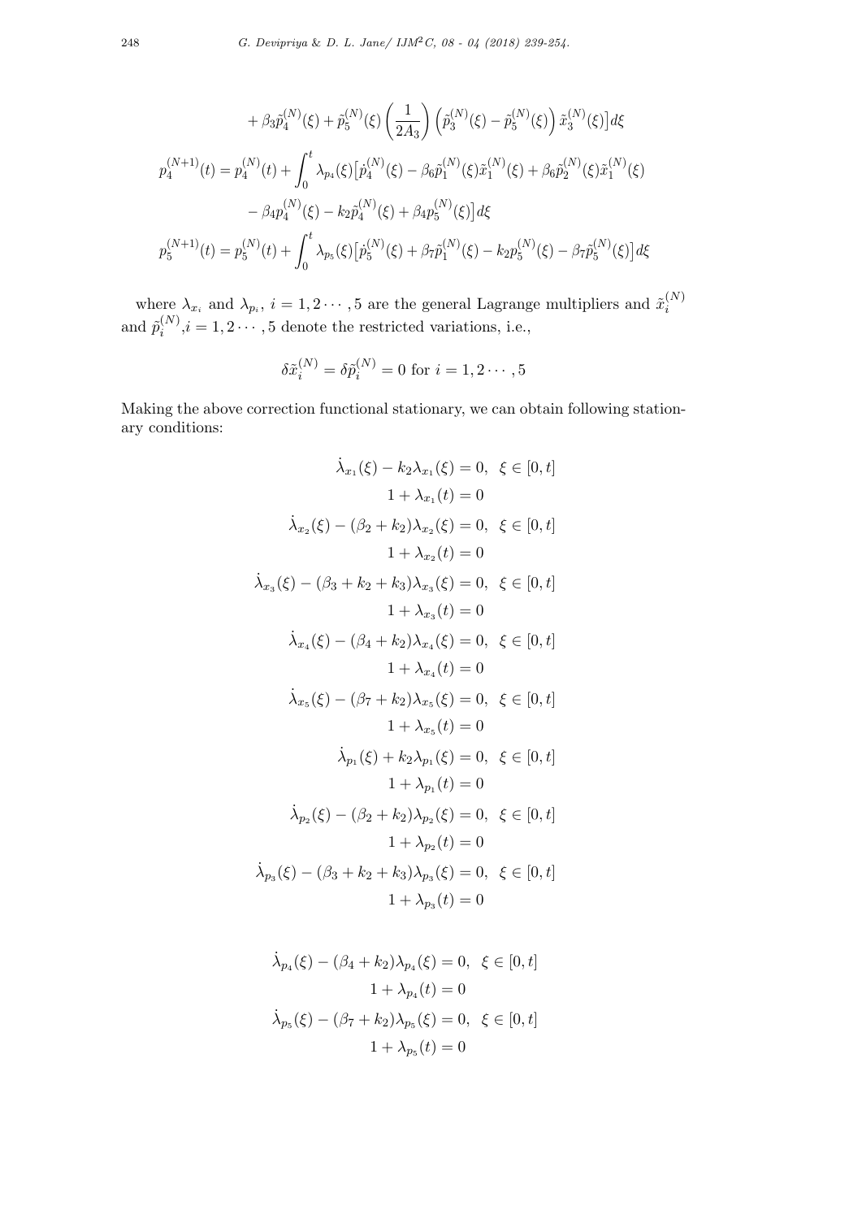$$
+ \beta_3 \tilde{p}_4^{(N)}(\xi) + \tilde{p}_5^{(N)}(\xi) \left(\frac{1}{2A_3}\right) \left(\tilde{p}_3^{(N)}(\xi) - \tilde{p}_5^{(N)}(\xi)\right) \tilde{x}_3^{(N)}(\xi) \big] d\xi
$$

$$
p_4^{(N+1)}(t) = p_4^{(N)}(t) + \int_0^t \lambda_{p_4}(\xi) \big[ \dot{p}_4^{(N)}(\xi) - \beta_6 \tilde{p}_1^{(N)}(\xi) \tilde{x}_1^{(N)}(\xi) + \beta_6 \tilde{p}_2^{(N)}(\xi) \tilde{x}_1^{(N)}(\xi)
$$

$$
- \beta_4 p_4^{(N)}(\xi) - k_2 \tilde{p}_4^{(N)}(\xi) + \beta_4 p_5^{(N)}(\xi) \big] d\xi
$$

$$
p_5^{(N+1)}(t) = p_5^{(N)}(t) + \int_0^t \lambda_{p_5}(\xi) \big[ \dot{p}_5^{(N)}(\xi) + \beta_7 \tilde{p}_1^{(N)}(\xi) - k_2 p_5^{(N)}(\xi) - \beta_7 \tilde{p}_5^{(N)}(\xi) \big] d\xi
$$

where $\lambda_{x_i}$ and $\lambda_{p_i}$, $i = 1, 2 \cdots, 5$ are the general Lagrange multipliers and $\tilde{x}_i^{(N)}$ and $\tilde{p}_i^{(N)}$, $i = 1, 2 \cdots, 5$ denote the restricted variations, i.e.,

$$
\delta \tilde{x}_i^{(N)} = \delta \tilde{p}_i^{(N)} = 0 \text{ for } i = 1, 2 \cdots, 5
$$

Making the above correction functional stationary, we can obtain following stationary conditions:

$$
\dot{\lambda}_{x_1}(\xi) - k_2 \lambda_{x_1}(\xi) = 0, \quad \xi \in [0, t]
$$
$$
1 + \lambda_{x_1}(t) = 0
$$
$$
\dot{\lambda}_{x_2}(\xi) - (\beta_2 + k_2) \lambda_{x_2}(\xi) = 0, \quad \xi \in [0, t]
$$
$$
1 + \lambda_{x_2}(t) = 0
$$
$$
\dot{\lambda}_{x_3}(\xi) - (\beta_3 + k_2 + k_3) \lambda_{x_3}(\xi) = 0, \quad \xi \in [0, t]
$$
$$
1 + \lambda_{x_3}(t) = 0
$$
$$
\dot{\lambda}_{x_4}(\xi) - (\beta_4 + k_2) \lambda_{x_4}(\xi) = 0, \quad \xi \in [0, t]
$$
$$
1 + \lambda_{x_4}(t) = 0
$$
$$
\dot{\lambda}_{x_5}(\xi) - (\beta_7 + k_2) \lambda_{x_5}(\xi) = 0, \quad \xi \in [0, t]
$$
$$
1 + \lambda_{x_5}(t) = 0
$$
$$
\dot{\lambda}_{p_1}(\xi) + k_2 \lambda_{p_1}(\xi) = 0, \quad \xi \in [0, t]
$$
$$
1 + \lambda_{p_1}(t) = 0
$$
$$
\dot{\lambda}_{p_2}(\xi) - (\beta_2 + k_2) \lambda_{p_2}(\xi) = 0, \quad \xi \in [0, t]
$$
$$
1 + \lambda_{p_2}(t) = 0
$$
$$
\dot{\lambda}_{p_3}(\xi) - (\beta_3 + k_2 + k_3) \lambda_{p_3}(\xi) = 0, \quad \xi \in [0, t]
$$
$$
1 + \lambda_{p_3}(t) = 0
$$

$$
\dot{\lambda}_{p_4}(\xi) - (\beta_4 + k_2) \lambda_{p_4}(\xi) = 0, \quad \xi \in [0, t]
$$
$$
1 + \lambda_{p_4}(t) = 0
$$
$$
\dot{\lambda}_{p_5}(\xi) - (\beta_7 + k_2) \lambda_{p_5}(\xi) = 0, \quad \xi \in [0, t]
$$
$$
1 + \lambda_{p_5}(t) = 0
$$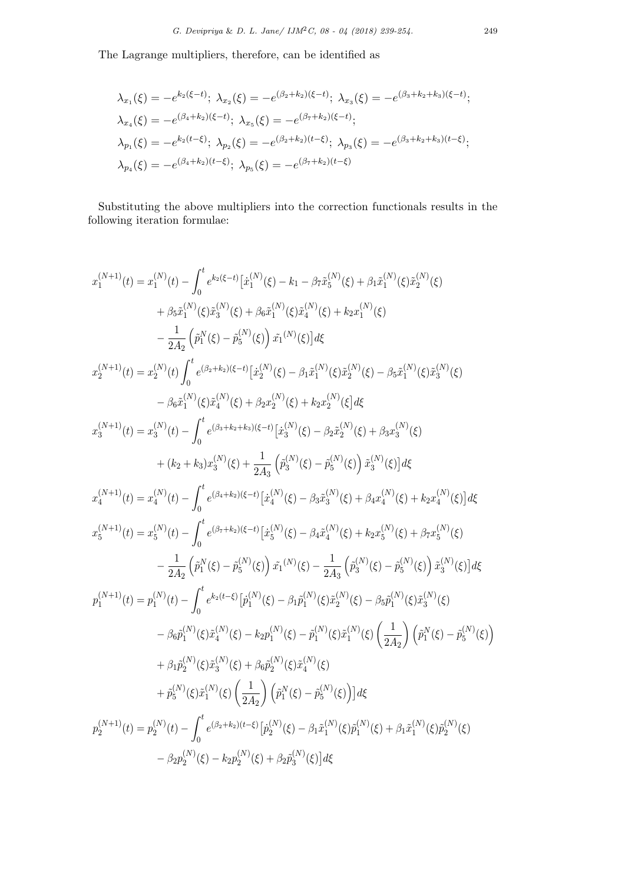The Lagrange multipliers, therefore, can be identified as

$$
\begin{aligned}
&\lambda_{x_1}(\xi) = -e^{k_2(\xi-t)};\ \lambda_{x_2}(\xi) = -e^{(\beta_2+k_2)(\xi-t)};\ \lambda_{x_3}(\xi) = -e^{(\beta_3+k_2+k_3)(\xi-t)};\\
&\lambda_{x_4}(\xi) = -e^{(\beta_4+k_2)(\xi-t)};\ \lambda_{x_5}(\xi) = -e^{(\beta_7+k_2)(\xi-t)};\\
&\lambda_{p_1}(\xi) = -e^{k_2(t-\xi)};\ \lambda_{p_2}(\xi) = -e^{(\beta_2+k_2)(t-\xi)};\ \lambda_{p_3}(\xi) = -e^{(\beta_3+k_2+k_3)(t-\xi)};\\
&\lambda_{p_4}(\xi) = -e^{(\beta_4+k_2)(t-\xi)};\ \lambda_{p_5}(\xi) = -e^{(\beta_7+k_2)(t-\xi)}
\end{aligned}
$$

Substituting the above multipliers into the correction functionals results in the following iteration formulae:

$$
\begin{aligned}
x_1^{(N+1)}(t) &= x_1^{(N)}(t) - \int_0^t e^{k_2(\xi-t)}\big[\dot{x}_1^{(N)}(\xi) - k_1 - \beta_7\tilde{x}_5^{(N)}(\xi) + \beta_1\tilde{x}_1^{(N)}(\xi)\tilde{x}_2^{(N)}(\xi)\\
&\quad + \beta_5\tilde{x}_1^{(N)}(\xi)\tilde{x}_3^{(N)}(\xi) + \beta_6\tilde{x}_1^{(N)}(\xi)\tilde{x}_4^{(N)}(\xi) + k_2x_1^{(N)}(\xi)\\
&\quad - \frac{1}{2A_2}\left(\tilde{p}_1^{N}(\xi) - \tilde{p}_5^{(N)}(\xi)\right)\tilde{x_1}^{(N)}(\xi)\big]d\xi\\
x_2^{(N+1)}(t) &= x_2^{(N)}(t)\int_0^t e^{(\beta_2+k_2)(\xi-t)}\big[\dot{x}_2^{(N)}(\xi) - \beta_1\tilde{x}_1^{(N)}(\xi)\tilde{x}_2^{(N)}(\xi) - \beta_5\tilde{x}_1^{(N)}(\xi)\tilde{x}_3^{(N)}(\xi)\\
&\quad - \beta_6\tilde{x}_1^{(N)}(\xi)\tilde{x}_4^{(N)}(\xi) + \beta_2x_2^{(N)}(\xi) + k_2x_2^{(N)}(\xi\big]d\xi\\
x_3^{(N+1)}(t) &= x_3^{(N)}(t) - \int_0^t e^{(\beta_3+k_2+k_3)(\xi-t)}\big[\dot{x}_3^{(N)}(\xi) - \beta_2\tilde{x}_2^{(N)}(\xi) + \beta_3x_3^{(N)}(\xi)\\
&\quad + (k_2+k_3)x_3^{(N)}(\xi) + \frac{1}{2A_3}\left(\tilde{p}_3^{(N)}(\xi) - \tilde{p}_5^{(N)}(\xi)\right)\tilde{x}_3^{(N)}(\xi)\big]d\xi\\
x_4^{(N+1)}(t) &= x_4^{(N)}(t) - \int_0^t e^{(\beta_4+k_2)(\xi-t)}\big[\dot{x}_4^{(N)}(\xi) - \beta_3\tilde{x}_3^{(N)}(\xi) + \beta_4x_4^{(N)}(\xi) + k_2x_4^{(N)}(\xi)\big]d\xi\\
x_5^{(N+1)}(t) &= x_5^{(N)}(t) - \int_0^t e^{(\beta_7+k_2)(\xi-t)}\big[\dot{x}_5^{(N)}(\xi) - \beta_4\tilde{x}_4^{(N)}(\xi) + k_2x_5^{(N)}(\xi) + \beta_7x_5^{(N)}(\xi)\\
&\quad - \frac{1}{2A_2}\left(\tilde{p}_1^{N}(\xi) - \tilde{p}_5^{(N)}(\xi)\right)\tilde{x_1}^{(N)}(\xi) - \frac{1}{2A_3}\left(\tilde{p}_3^{(N)}(\xi) - \tilde{p}_5^{(N)}(\xi)\right)\tilde{x}_3^{(N)}(\xi)\big]d\xi\\
p_1^{(N+1)}(t) &= p_1^{(N)}(t) - \int_0^t e^{k_2(t-\xi)}\big[\dot{p}_1^{(N)}(\xi) - \beta_1\tilde{p}_1^{(N)}(\xi)\tilde{x}_2^{(N)}(\xi) - \beta_5\tilde{p}_1^{(N)}(\xi)\tilde{x}_3^{(N)}(\xi)\\
&\quad - \beta_6\tilde{p}_1^{(N)}(\xi)\tilde{x}_4^{(N)}(\xi) - k_2p_1^{(N)}(\xi) - \tilde{p}_1^{(N)}(\xi)\tilde{x}_1^{(N)}(\xi)\left(\frac{1}{2A_2}\right)\left(\tilde{p}_1^{N}(\xi) - \tilde{p}_5^{(N)}(\xi)\right)\\
&\quad + \beta_1\tilde{p}_2^{(N)}(\xi)\tilde{x}_3^{(N)}(\xi) + \beta_6\tilde{p}_2^{(N)}(\xi)\tilde{x}_4^{(N)}(\xi)\\
&\quad + \tilde{p}_5^{(N)}(\xi)\tilde{x}_1^{(N)}(\xi)\left(\frac{1}{2A_2}\right)\left(\tilde{p}_1^{N}(\xi) - \tilde{p}_5^{(N)}(\xi)\right)\big]d\xi\\
p_2^{(N+1)}(t) &= p_2^{(N)}(t) - \int_0^t e^{(\beta_2+k_2)(t-\xi)}\big[\dot{p}_2^{(N)}(\xi) - \beta_1\tilde{x}_1^{(N)}(\xi)\tilde{p}_1^{(N)}(\xi) + \beta_1\tilde{x}_1^{(N)}(\xi)\tilde{p}_2^{(N)}(\xi)\\
&\quad - \beta_2p_2^{(N)}(\xi) - k_2p_2^{(N)}(\xi) + \beta_2\tilde{p}_3^{(N)}(\xi)\big]d\xi
\end{aligned}
$$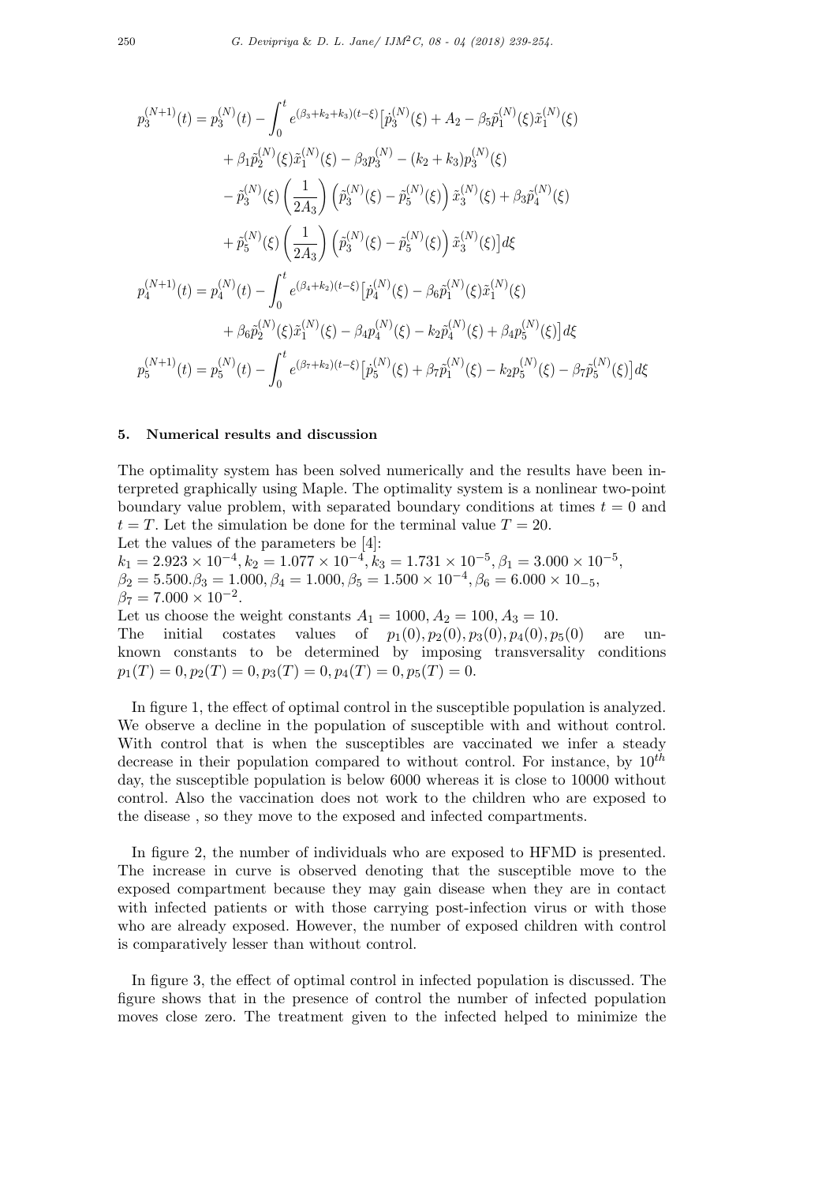$$
\begin{aligned}
p_3^{(N+1)}(t) = p_3^{(N)}(t) - \int_0^t e^{(\beta_3+k_2+k_3)(t-\xi)} \big[ & \dot{p}_3^{(N)}(\xi) + A_2 - \beta_5 \tilde{p}_1^{(N)}(\xi)\tilde{x}_1^{(N)}(\xi) \\
& + \beta_1 \tilde{p}_2^{(N)}(\xi)\tilde{x}_1^{(N)}(\xi) - \beta_3 p_3^{(N)} - (k_2+k_3)p_3^{(N)}(\xi) \\
& - \tilde{p}_3^{(N)}(\xi)\left(\frac{1}{2A_3}\right)\left(\tilde{p}_3^{(N)}(\xi) - \tilde{p}_5^{(N)}(\xi)\right)\tilde{x}_3^{(N)}(\xi) + \beta_3 \tilde{p}_4^{(N)}(\xi) \\
& + \tilde{p}_5^{(N)}(\xi)\left(\frac{1}{2A_3}\right)\left(\tilde{p}_3^{(N)}(\xi) - \tilde{p}_5^{(N)}(\xi)\right)\tilde{x}_3^{(N)}(\xi)\big] d\xi \\
p_4^{(N+1)}(t) = p_4^{(N)}(t) - \int_0^t e^{(\beta_4+k_2)(t-\xi)} \big[ & \dot{p}_4^{(N)}(\xi) - \beta_6 \tilde{p}_1^{(N)}(\xi)\tilde{x}_1^{(N)}(\xi) \\
& + \beta_6 \tilde{p}_2^{(N)}(\xi)\tilde{x}_1^{(N)}(\xi) - \beta_4 p_4^{(N)}(\xi) - k_2 \tilde{p}_4^{(N)}(\xi) + \beta_4 p_5^{(N)}(\xi)\big] d\xi \\
p_5^{(N+1)}(t) = p_5^{(N)}(t) - \int_0^t e^{(\beta_7+k_2)(t-\xi)} \big[ & \dot{p}_5^{(N)}(\xi) + \beta_7 \tilde{p}_1^{(N)}(\xi) - k_2 p_5^{(N)}(\xi) - \beta_7 \tilde{p}_5^{(N)}(\xi)\big] d\xi
\end{aligned}
$$

## 5. Numerical results and discussion

The optimality system has been solved numerically and the results have been interpreted graphically using Maple. The optimality system is a nonlinear two-point boundary value problem, with separated boundary conditions at times $t = 0$ and $t = T$. Let the simulation be done for the terminal value $T = 20$.

Let the values of the parameters be [4]:
$k_1 = 2.923 \times 10^{-4}, k_2 = 1.077 \times 10^{-4}, k_3 = 1.731 \times 10^{-5}, \beta_1 = 3.000 \times 10^{-5}$,
$\beta_2 = 5.500.\beta_3 = 1.000, \beta_4 = 1.000, \beta_5 = 1.500 \times 10^{-4}, \beta_6 = 6.000 \times 10_{-5}$,
$\beta_7 = 7.000 \times 10^{-2}$.

Let us choose the weight constants $A_1 = 1000, A_2 = 100, A_3 = 10$.

The initial costates values of $p_1(0), p_2(0), p_3(0), p_4(0), p_5(0)$ are unknown constants to be determined by imposing transversality conditions $p_1(T) = 0, p_2(T) = 0, p_3(T) = 0, p_4(T) = 0, p_5(T) = 0$.

In figure 1, the effect of optimal control in the susceptible population is analyzed. We observe a decline in the population of susceptible with and without control. With control that is when the susceptibles are vaccinated we infer a steady decrease in their population compared to without control. For instance, by $10^{th}$ day, the susceptible population is below 6000 whereas it is close to 10000 without control. Also the vaccination does not work to the children who are exposed to the disease , so they move to the exposed and infected compartments.

In figure 2, the number of individuals who are exposed to HFMD is presented. The increase in curve is observed denoting that the susceptible move to the exposed compartment because they may gain disease when they are in contact with infected patients or with those carrying post-infection virus or with those who are already exposed. However, the number of exposed children with control is comparatively lesser than without control.

In figure 3, the effect of optimal control in infected population is discussed. The figure shows that in the presence of control the number of infected population moves close zero. The treatment given to the infected helped to minimize the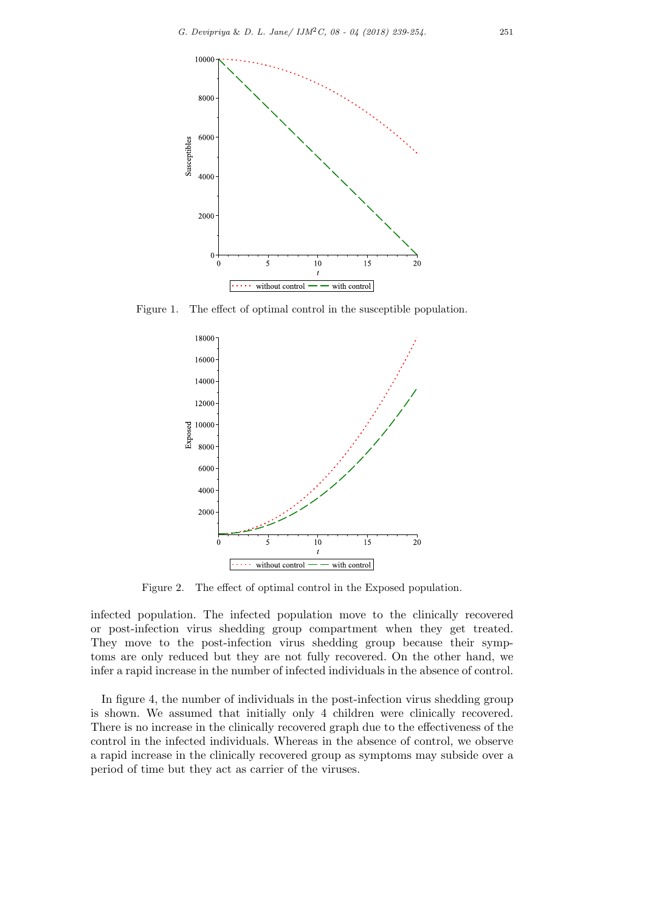Figure 1. The effect of optimal control in the susceptible population.

Figure 2. The effect of optimal control in the Exposed population.

infected population. The infected population move to the clinically recovered or post-infection virus shedding group compartment when they get treated. They move to the post-infection virus shedding group because their symptoms are only reduced but they are not fully recovered. On the other hand, we infer a rapid increase in the number of infected individuals in the absence of control.

In figure 4, the number of individuals in the post-infection virus shedding group is shown. We assumed that initially only 4 children were clinically recovered. There is no increase in the clinically recovered graph due to the effectiveness of the control in the infected individuals. Whereas in the absence of control, we observe a rapid increase in the clinically recovered group as symptoms may subside over a period of time but they act as carrier of the viruses.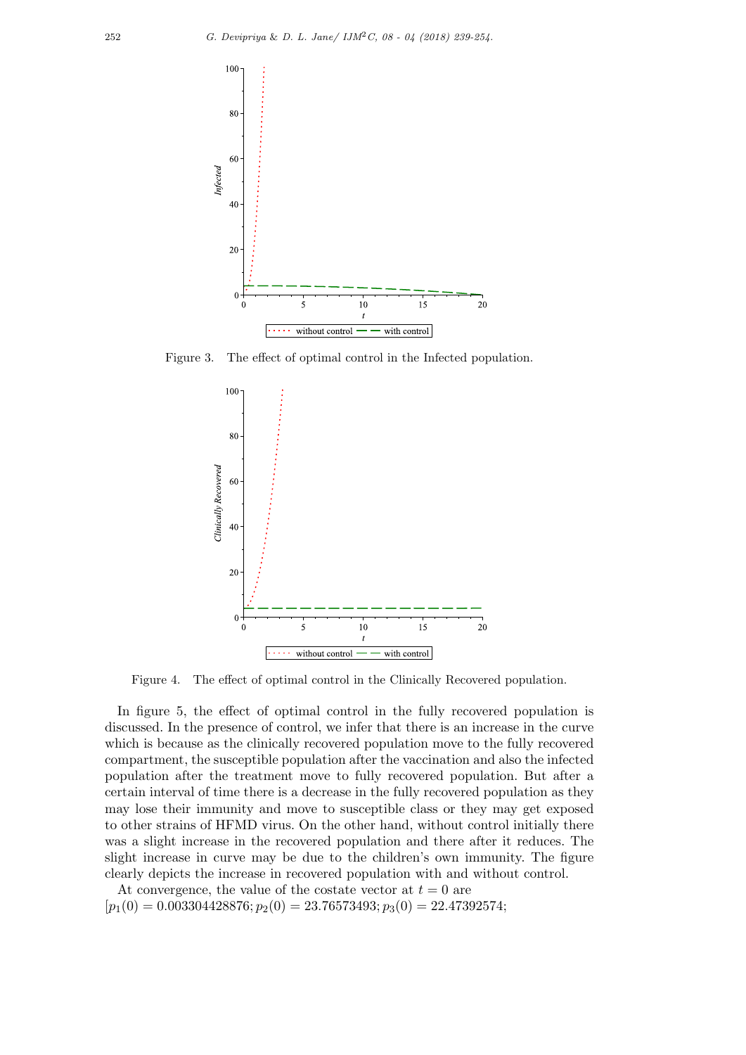Figure 3. The effect of optimal control in the Infected population.

Figure 4. The effect of optimal control in the Clinically Recovered population.

In figure 5, the effect of optimal control in the fully recovered population is discussed. In the presence of control, we infer that there is an increase in the curve which is because as the clinically recovered population move to the fully recovered compartment, the susceptible population after the vaccination and also the infected population after the treatment move to fully recovered population. But after a certain interval of time there is a decrease in the fully recovered population as they may lose their immunity and move to susceptible class or they may get exposed to other strains of HFMD virus. On the other hand, without control initially there was a slight increase in the recovered population and there after it reduces. The slight increase in curve may be due to the children's own immunity. The figure clearly depicts the increase in recovered population with and without control.

At convergence, the value of the costate vector at $t = 0$ are
$[p_1(0) = 0.003304428876; p_2(0) = 23.76573493; p_3(0) = 22.47392574;$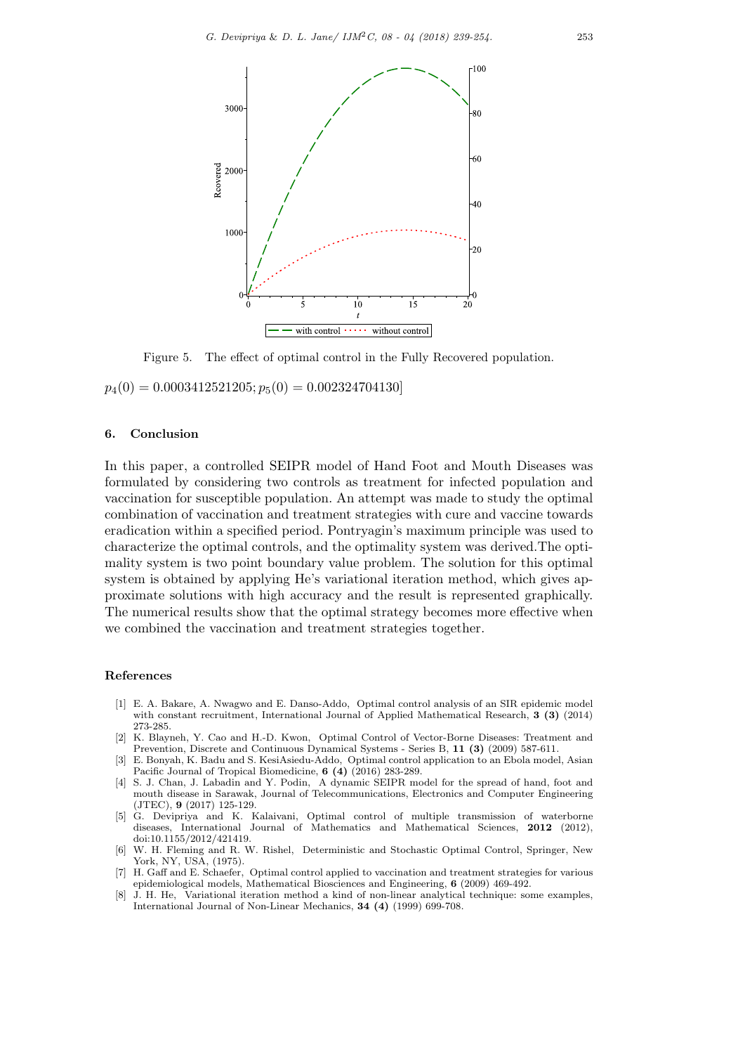Figure 5. The effect of optimal control in the Fully Recovered population.

$p_4(0) = 0.0003412521205; p_5(0) = 0.002324704130]$

## 6. Conclusion

In this paper, a controlled SEIPR model of Hand Foot and Mouth Diseases was formulated by considering two controls as treatment for infected population and vaccination for susceptible population. An attempt was made to study the optimal combination of vaccination and treatment strategies with cure and vaccine towards eradication within a specified period. Pontryagin's maximum principle was used to characterize the optimal controls, and the optimality system was derived.The optimality system is two point boundary value problem. The solution for this optimal system is obtained by applying He's variational iteration method, which gives approximate solutions with high accuracy and the result is represented graphically. The numerical results show that the optimal strategy becomes more effective when we combined the vaccination and treatment strategies together.

## References

[1] E. A. Bakare, A. Nwagwo and E. Danso-Addo, Optimal control analysis of an SIR epidemic model with constant recruitment, International Journal of Applied Mathematical Research, **3 (3)** (2014) 273-285.

[2] K. Blayneh, Y. Cao and H.-D. Kwon, Optimal Control of Vector-Borne Diseases: Treatment and Prevention, Discrete and Continuous Dynamical Systems - Series B, **11 (3)** (2009) 587-611.

[3] E. Bonyah, K. Badu and S. KesiAsiedu-Addo, Optimal control application to an Ebola model, Asian Pacific Journal of Tropical Biomedicine, **6 (4)** (2016) 283-289.

[4] S. J. Chan, J. Labadin and Y. Podin, A dynamic SEIPR model for the spread of hand, foot and mouth disease in Sarawak, Journal of Telecommunications, Electronics and Computer Engineering (JTEC), **9** (2017) 125-129.

[5] G. Devipriya and K. Kalaivani, Optimal control of multiple transmission of waterborne diseases, International Journal of Mathematics and Mathematical Sciences, **2012** (2012), doi:10.1155/2012/421419.

[6] W. H. Fleming and R. W. Rishel, Deterministic and Stochastic Optimal Control, Springer, New York, NY, USA, (1975).

[7] H. Gaff and E. Schaefer, Optimal control applied to vaccination and treatment strategies for various epidemiological models, Mathematical Biosciences and Engineering, **6** (2009) 469-492.

[8] J. H. He, Variational iteration method a kind of non-linear analytical technique: some examples, International Journal of Non-Linear Mechanics, **34 (4)** (1999) 699-708.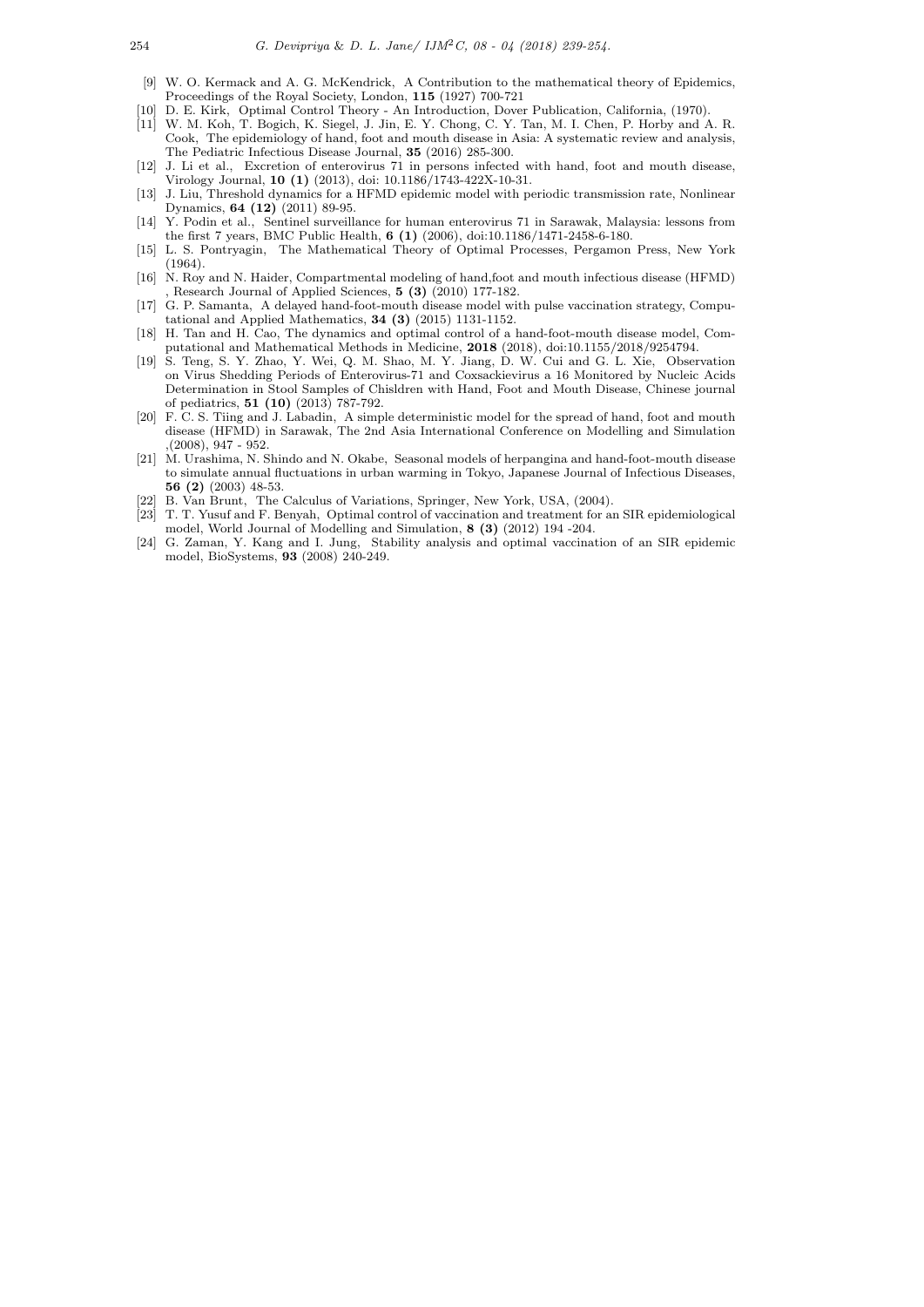[9] W. O. Kermack and A. G. McKendrick, A Contribution to the mathematical theory of Epidemics, Proceedings of the Royal Society, London, **115** (1927) 700-721

[10] D. E. Kirk, Optimal Control Theory - An Introduction, Dover Publication, California, (1970).

[11] W. M. Koh, T. Bogich, K. Siegel, J. Jin, E. Y. Chong, C. Y. Tan, M. I. Chen, P. Horby and A. R. Cook, The epidemiology of hand, foot and mouth disease in Asia: A systematic review and analysis, The Pediatric Infectious Disease Journal, **35** (2016) 285-300.

[12] J. Li et al., Excretion of enterovirus 71 in persons infected with hand, foot and mouth disease, Virology Journal, **10 (1)** (2013), doi: 10.1186/1743-422X-10-31.

[13] J. Liu, Threshold dynamics for a HFMD epidemic model with periodic transmission rate, Nonlinear Dynamics, **64 (12)** (2011) 89-95.

[14] Y. Podin et al., Sentinel surveillance for human enterovirus 71 in Sarawak, Malaysia: lessons from the first 7 years, BMC Public Health, **6 (1)** (2006), doi:10.1186/1471-2458-6-180.

[15] L. S. Pontryagin, The Mathematical Theory of Optimal Processes, Pergamon Press, New York (1964).

[16] N. Roy and N. Haider, Compartmental modeling of hand,foot and mouth infectious disease (HFMD) , Research Journal of Applied Sciences, **5 (3)** (2010) 177-182.

[17] G. P. Samanta, A delayed hand-foot-mouth disease model with pulse vaccination strategy, Computational and Applied Mathematics, **34 (3)** (2015) 1131-1152.

[18] H. Tan and H. Cao, The dynamics and optimal control of a hand-foot-mouth disease model, Computational and Mathematical Methods in Medicine, **2018** (2018), doi:10.1155/2018/9254794.

[19] S. Teng, S. Y. Zhao, Y. Wei, Q. M. Shao, M. Y. Jiang, D. W. Cui and G. L. Xie, Observation on Virus Shedding Periods of Enterovirus-71 and Coxsackievirus a 16 Monitored by Nucleic Acids Determination in Stool Samples of Chisldren with Hand, Foot and Mouth Disease, Chinese journal of pediatrics, **51 (10)** (2013) 787-792.

[20] F. C. S. Tiing and J. Labadin, A simple deterministic model for the spread of hand, foot and mouth disease (HFMD) in Sarawak, The 2nd Asia International Conference on Modelling and Simulation ,(2008), 947 - 952.

[21] M. Urashima, N. Shindo and N. Okabe, Seasonal models of herpangina and hand-foot-mouth disease to simulate annual fluctuations in urban warming in Tokyo, Japanese Journal of Infectious Diseases, **56 (2)** (2003) 48-53.

[22] B. Van Brunt, The Calculus of Variations, Springer, New York, USA, (2004).

[23] T. T. Yusuf and F. Benyah, Optimal control of vaccination and treatment for an SIR epidemiological model, World Journal of Modelling and Simulation, **8 (3)** (2012) 194 -204.

[24] G. Zaman, Y. Kang and I. Jung, Stability analysis and optimal vaccination of an SIR epidemic model, BioSystems, **93** (2008) 240-249.